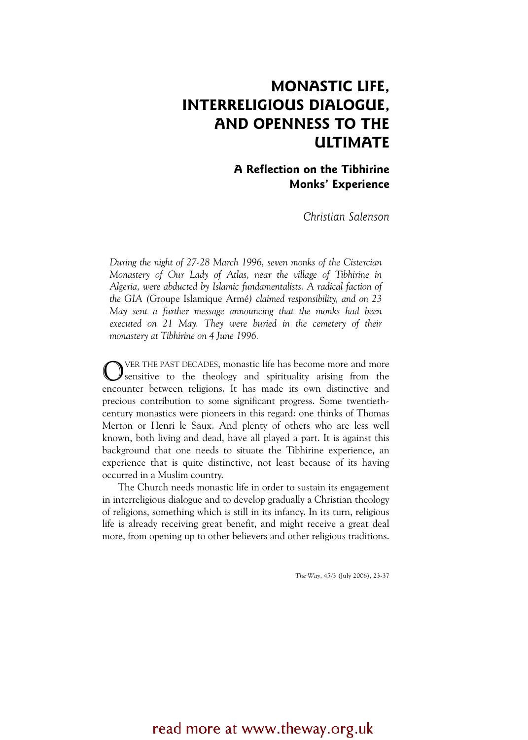# MONASTIC LIFE, INTERRELIGIOUS DIALOGUE, AND OPENNESS TO THE ULTIMATE

## A Reflection on the Tibhirine Monks' Experience

*Christian Salenson*

*During the night of 27-28 March 1996, seven monks of the Cistercian Monastery of Our Lady of Atlas, near the village of Tibhirine in Algeria, were abducted by Islamic fundamentalists. A radical faction of the GIA (*Groupe Islamique Armé*) claimed responsibility, and on 23 May sent a further message announcing that the monks had been executed on 21 May. They were buried in the cemetery of their monastery at Tibhirine on 4 June 1996.*

OVER THE PAST DECADES, monastic life has become more and more sensitive to the theology and spirituality arising from the encounter between religions. It has made its own distinctive and precious contribution to some significant progress. Some twentieth-century monastics were pioneers in this regard: one thinks of Thomas Merton or Henri le Saux. And plenty of others who are less well known, both living and dead, have all played a part. It is against this background that one needs to situate the Tibhirine experience, an experience that is quite distinctive, not least because of its having occurred in a Muslim country.

The Church needs monastic life in order to sustain its engagement in interreligious dialogue and to develop gradually a Christian theology of religions, something which is still in its infancy. In its turn, religious life is already receiving great benefit, and might receive a great deal more, from opening up to other believers and other religious traditions.

*The Way*, 45/3 (July 2006), 23-37

read more at www.theway.org.uk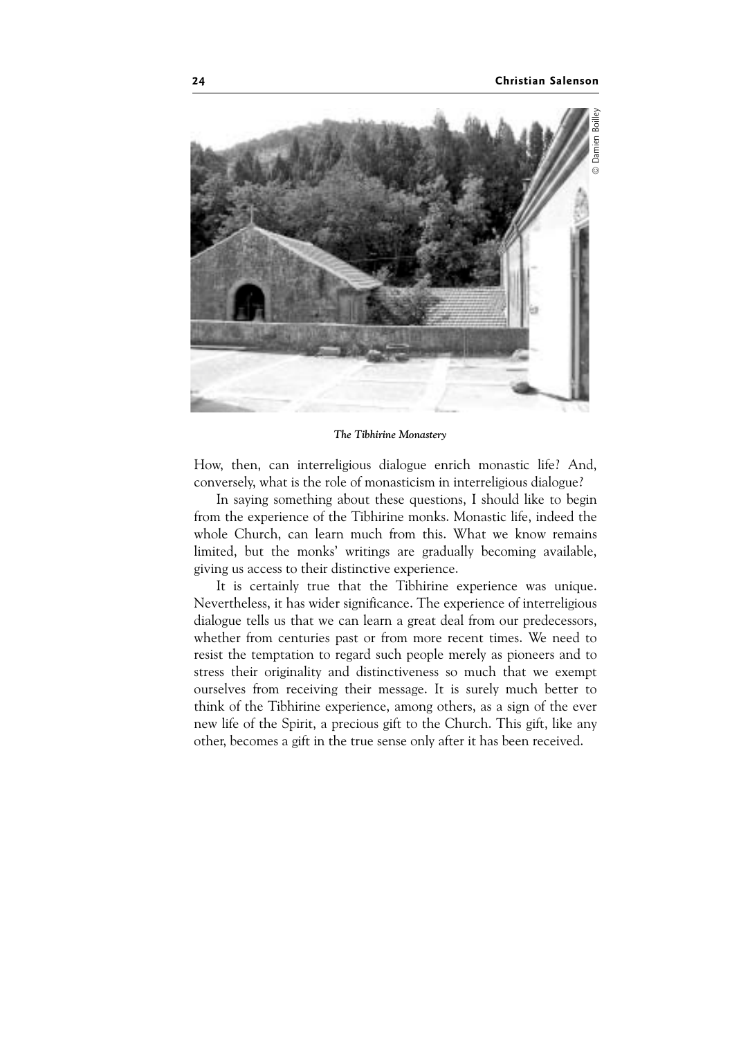*The Tibhirine Monastery*

How, then, can interreligious dialogue enrich monastic life? And, conversely, what is the role of monasticism in interreligious dialogue?

In saying something about these questions, I should like to begin from the experience of the Tibhirine monks. Monastic life, indeed the whole Church, can learn much from this. What we know remains limited, but the monks' writings are gradually becoming available, giving us access to their distinctive experience.

It is certainly true that the Tibhirine experience was unique. Nevertheless, it has wider significance. The experience of interreligious dialogue tells us that we can learn a great deal from our predecessors, whether from centuries past or from more recent times. We need to resist the temptation to regard such people merely as pioneers and to stress their originality and distinctiveness so much that we exempt ourselves from receiving their message. It is surely much better to think of the Tibhirine experience, among others, as a sign of the ever new life of the Spirit, a precious gift to the Church. This gift, like any other, becomes a gift in the true sense only after it has been received.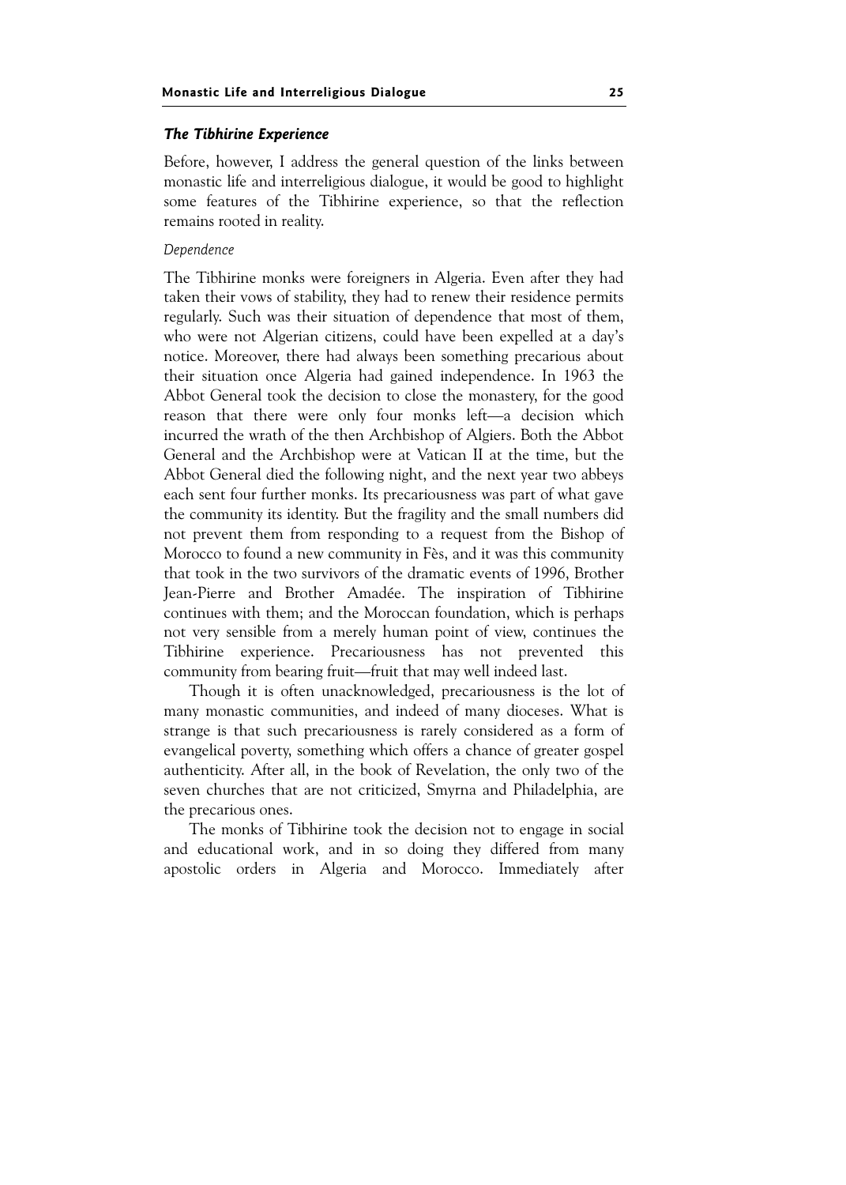### *The Tibhirine Experience*

Before, however, I address the general question of the links between monastic life and interreligious dialogue, it would be good to highlight some features of the Tibhirine experience, so that the reflection remains rooted in reality.

*Dependence*

The Tibhirine monks were foreigners in Algeria. Even after they had taken their vows of stability, they had to renew their residence permits regularly. Such was their situation of dependence that most of them, who were not Algerian citizens, could have been expelled at a day's notice. Moreover, there had always been something precarious about their situation once Algeria had gained independence. In 1963 the Abbot General took the decision to close the monastery, for the good reason that there were only four monks left—a decision which incurred the wrath of the then Archbishop of Algiers. Both the Abbot General and the Archbishop were at Vatican II at the time, but the Abbot General died the following night, and the next year two abbeys each sent four further monks. Its precariousness was part of what gave the community its identity. But the fragility and the small numbers did not prevent them from responding to a request from the Bishop of Morocco to found a new community in Fès, and it was this community that took in the two survivors of the dramatic events of 1996, Brother Jean-Pierre and Brother Amadée. The inspiration of Tibhirine continues with them; and the Moroccan foundation, which is perhaps not very sensible from a merely human point of view, continues the Tibhirine experience. Precariousness has not prevented this community from bearing fruit—fruit that may well indeed last.

Though it is often unacknowledged, precariousness is the lot of many monastic communities, and indeed of many dioceses. What is strange is that such precariousness is rarely considered as a form of evangelical poverty, something which offers a chance of greater gospel authenticity. After all, in the book of Revelation, the only two of the seven churches that are not criticized, Smyrna and Philadelphia, are the precarious ones.

The monks of Tibhirine took the decision not to engage in social and educational work, and in so doing they differed from many apostolic orders in Algeria and Morocco. Immediately after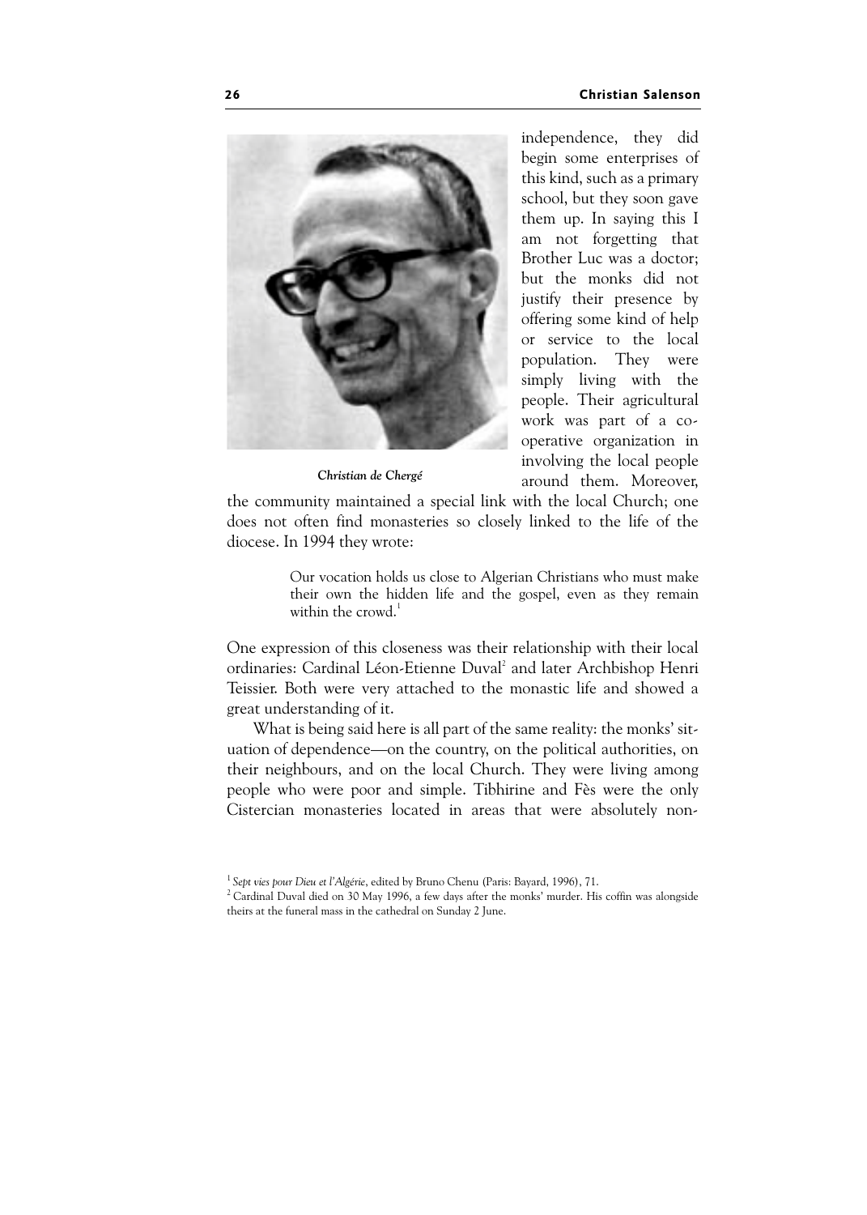*Christian de Chergé*

independence, they did begin some enterprises of this kind, such as a primary school, but they soon gave them up. In saying this I am not forgetting that Brother Luc was a doctor; but the monks did not justify their presence by offering some kind of help or service to the local population. They were simply living with the people. Their agricultural work was part of a co-operative organization in involving the local people around them. Moreover, the community maintained a special link with the local Church; one does not often find monasteries so closely linked to the life of the diocese. In 1994 they wrote:

> Our vocation holds us close to Algerian Christians who must make their own the hidden life and the gospel, even as they remain within the crowd.[1]

One expression of this closeness was their relationship with their local ordinaries: Cardinal Léon-Etienne Duval[2] and later Archbishop Henri Teissier. Both were very attached to the monastic life and showed a great understanding of it.

What is being said here is all part of the same reality: the monks' situation of dependence—on the country, on the political authorities, on their neighbours, and on the local Church. They were living among people who were poor and simple. Tibhirine and Fès were the only Cistercian monasteries located in areas that were absolutely non-

---

[1] *Sept vies pour Dieu et l'Algérie*, edited by Bruno Chenu (Paris: Bayard, 1996), 71.

[2] Cardinal Duval died on 30 May 1996, a few days after the monks' murder. His coffin was alongside theirs at the funeral mass in the cathedral on Sunday 2 June.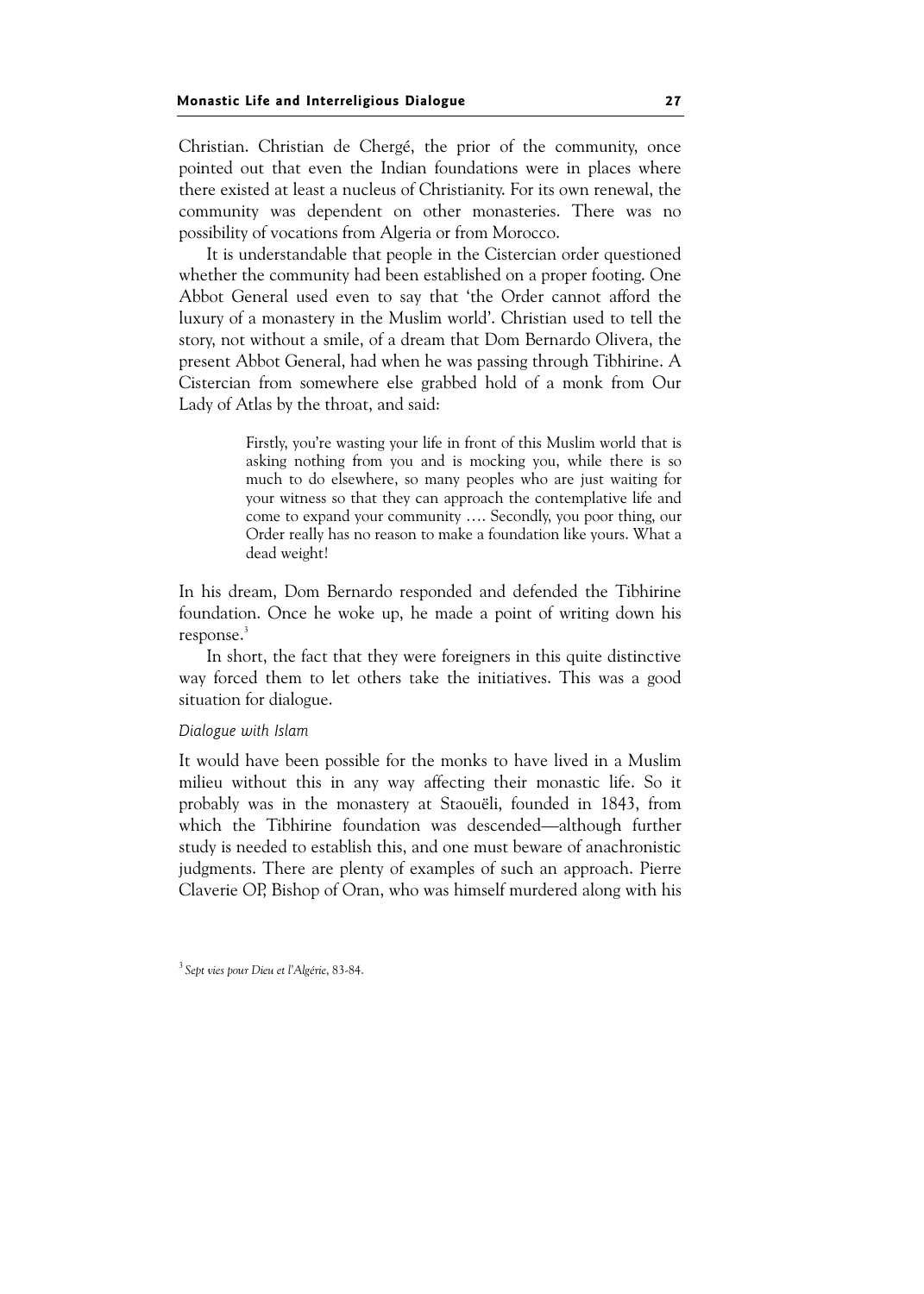Christian. Christian de Chergé, the prior of the community, once pointed out that even the Indian foundations were in places where there existed at least a nucleus of Christianity. For its own renewal, the community was dependent on other monasteries. There was no possibility of vocations from Algeria or from Morocco.

It is understandable that people in the Cistercian order questioned whether the community had been established on a proper footing. One Abbot General used even to say that 'the Order cannot afford the luxury of a monastery in the Muslim world'. Christian used to tell the story, not without a smile, of a dream that Dom Bernardo Olivera, the present Abbot General, had when he was passing through Tibhirine. A Cistercian from somewhere else grabbed hold of a monk from Our Lady of Atlas by the throat, and said:

> Firstly, you're wasting your life in front of this Muslim world that is asking nothing from you and is mocking you, while there is so much to do elsewhere, so many peoples who are just waiting for your witness so that they can approach the contemplative life and come to expand your community …. Secondly, you poor thing, our Order really has no reason to make a foundation like yours. What a dead weight!

In his dream, Dom Bernardo responded and defended the Tibhirine foundation. Once he woke up, he made a point of writing down his response.[3]

In short, the fact that they were foreigners in this quite distinctive way forced them to let others take the initiatives. This was a good situation for dialogue.

### *Dialogue with Islam*

It would have been possible for the monks to have lived in a Muslim milieu without this in any way affecting their monastic life. So it probably was in the monastery at Staouëli, founded in 1843, from which the Tibhirine foundation was descended—although further study is needed to establish this, and one must beware of anachronistic judgments. There are plenty of examples of such an approach. Pierre Claverie OP, Bishop of Oran, who was himself murdered along with his

[3] *Sept vies pour Dieu et l'Algérie*, 83-84.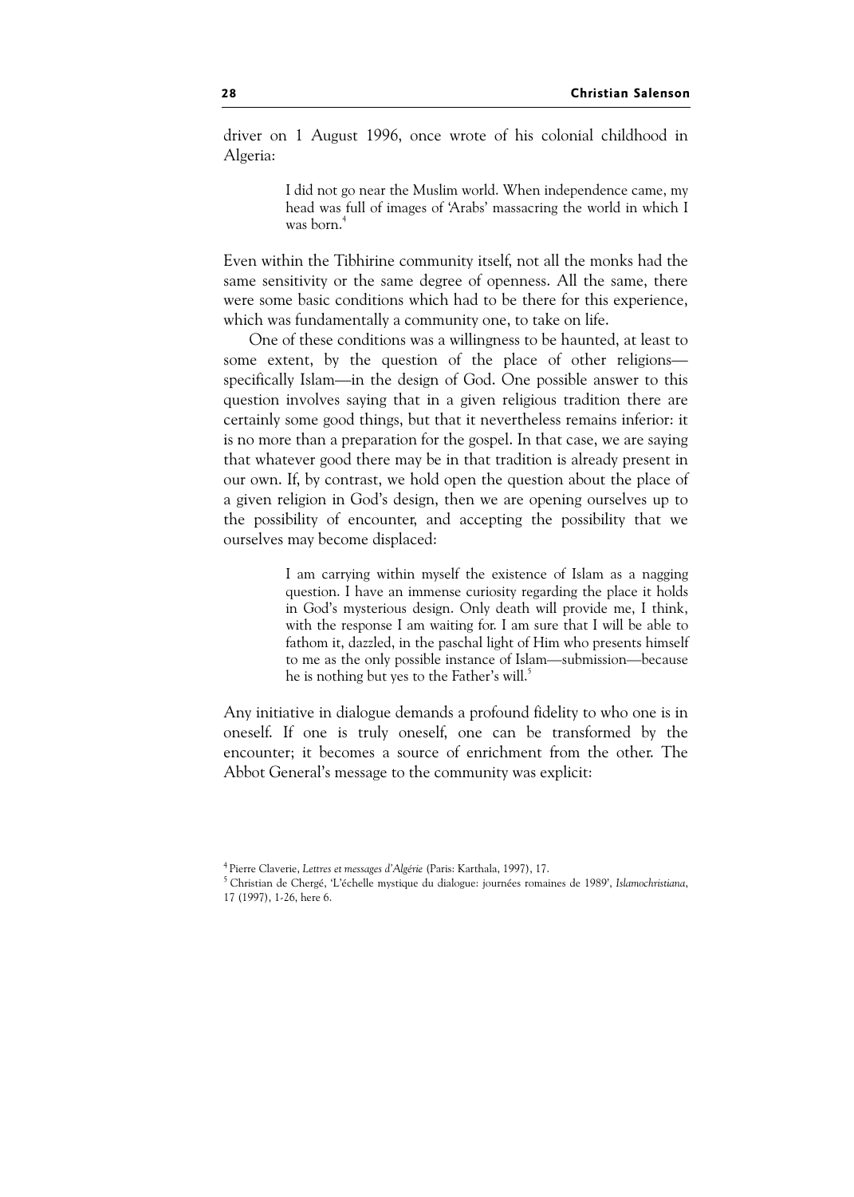driver on 1 August 1996, once wrote of his colonial childhood in Algeria:

> I did not go near the Muslim world. When independence came, my head was full of images of 'Arabs' massacring the world in which I was born.[4]

Even within the Tibhirine community itself, not all the monks had the same sensitivity or the same degree of openness. All the same, there were some basic conditions which had to be there for this experience, which was fundamentally a community one, to take on life.

One of these conditions was a willingness to be haunted, at least to some extent, by the question of the place of other religions—specifically Islam—in the design of God. One possible answer to this question involves saying that in a given religious tradition there are certainly some good things, but that it nevertheless remains inferior: it is no more than a preparation for the gospel. In that case, we are saying that whatever good there may be in that tradition is already present in our own. If, by contrast, we hold open the question about the place of a given religion in God's design, then we are opening ourselves up to the possibility of encounter, and accepting the possibility that we ourselves may become displaced:

> I am carrying within myself the existence of Islam as a nagging question. I have an immense curiosity regarding the place it holds in God's mysterious design. Only death will provide me, I think, with the response I am waiting for. I am sure that I will be able to fathom it, dazzled, in the paschal light of Him who presents himself to me as the only possible instance of Islam—submission—because he is nothing but yes to the Father's will.[5]

Any initiative in dialogue demands a profound fidelity to who one is in oneself. If one is truly oneself, one can be transformed by the encounter; it becomes a source of enrichment from the other. The Abbot General's message to the community was explicit:

---

[4] Pierre Claverie, *Lettres et messages d'Algérie* (Paris: Karthala, 1997), 17.

[5] Christian de Chergé, 'L'échelle mystique du dialogue: journées romaines de 1989', *Islamochristiana*, 17 (1997), 1-26, here 6.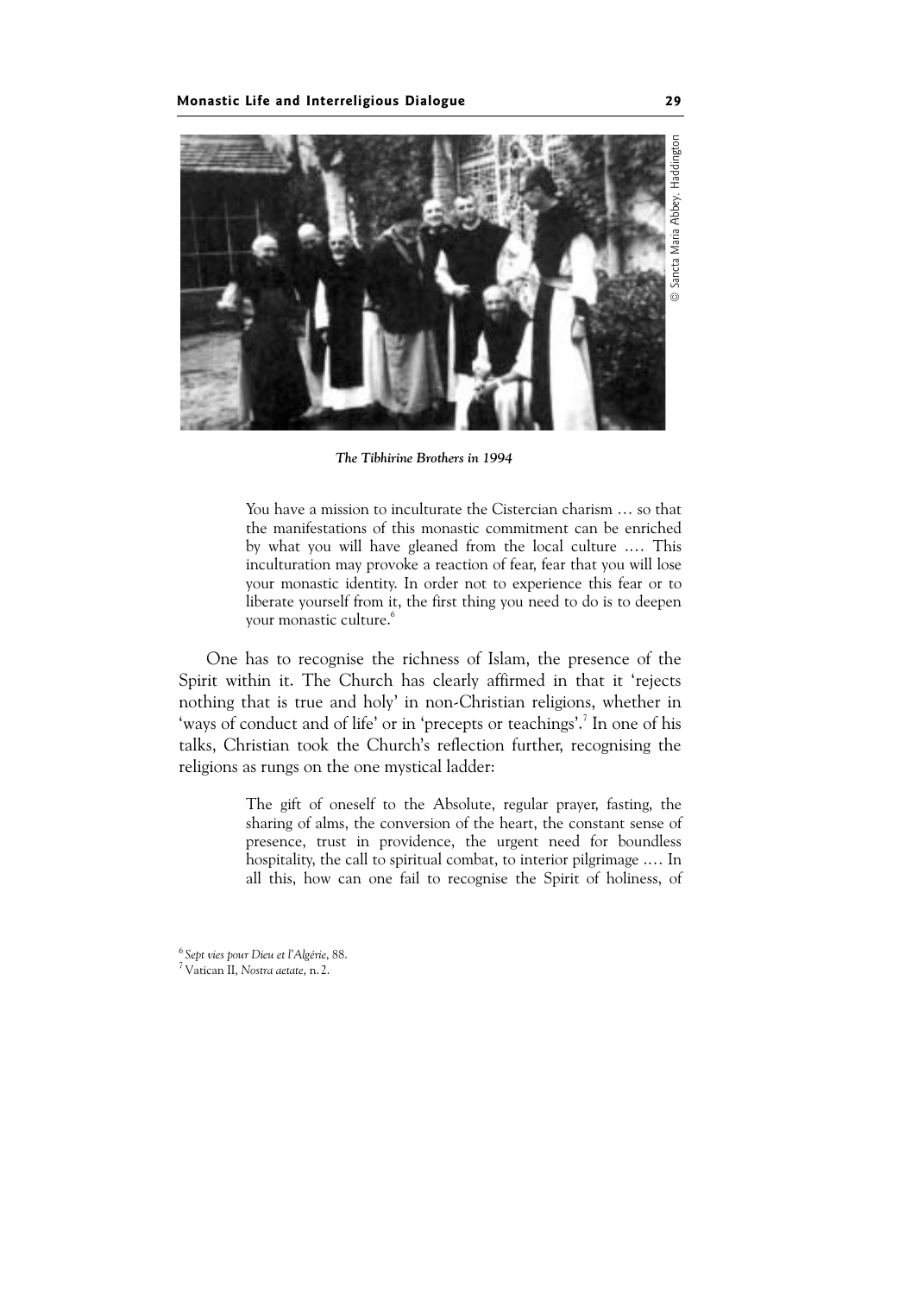*The Tibhirine Brothers in 1994*

© Sancta Maria Abbey, Haddington

> You have a mission to inculturate the Cistercian charism … so that the manifestations of this monastic commitment can be enriched by what you will have gleaned from the local culture …. This inculturation may provoke a reaction of fear, fear that you will lose your monastic identity. In order not to experience this fear or to liberate yourself from it, the first thing you need to do is to deepen your monastic culture.[6]

One has to recognise the richness of Islam, the presence of the Spirit within it. The Church has clearly affirmed in that it 'rejects nothing that is true and holy' in non-Christian religions, whether in 'ways of conduct and of life' or in 'precepts or teachings'.[7] In one of his talks, Christian took the Church's reflection further, recognising the religions as rungs on the one mystical ladder:

> The gift of oneself to the Absolute, regular prayer, fasting, the sharing of alms, the conversion of the heart, the constant sense of presence, trust in providence, the urgent need for boundless hospitality, the call to spiritual combat, to interior pilgrimage …. In all this, how can one fail to recognise the Spirit of holiness, of

[6] *Sept vies pour Dieu et l'Algérie*, 88.
[7] Vatican II, *Nostra aetate*, n. 2.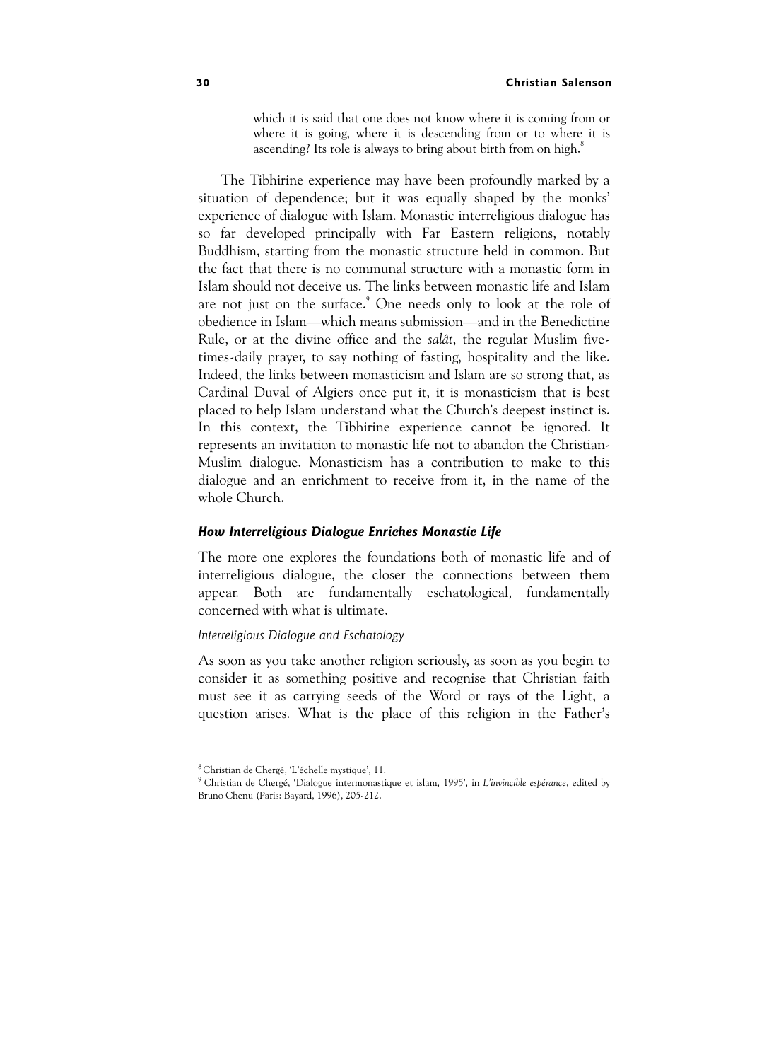> which it is said that one does not know where it is coming from or where it is going, where it is descending from or to where it is ascending? Its role is always to bring about birth from on high.[8]

The Tibhirine experience may have been profoundly marked by a situation of dependence; but it was equally shaped by the monks' experience of dialogue with Islam. Monastic interreligious dialogue has so far developed principally with Far Eastern religions, notably Buddhism, starting from the monastic structure held in common. But the fact that there is no communal structure with a monastic form in Islam should not deceive us. The links between monastic life and Islam are not just on the surface.[9] One needs only to look at the role of obedience in Islam—which means submission—and in the Benedictine Rule, or at the divine office and the *salât*, the regular Muslim five-times-daily prayer, to say nothing of fasting, hospitality and the like. Indeed, the links between monasticism and Islam are so strong that, as Cardinal Duval of Algiers once put it, it is monasticism that is best placed to help Islam understand what the Church's deepest instinct is. In this context, the Tibhirine experience cannot be ignored. It represents an invitation to monastic life not to abandon the Christian-Muslim dialogue. Monasticism has a contribution to make to this dialogue and an enrichment to receive from it, in the name of the whole Church.

### *How Interreligious Dialogue Enriches Monastic Life*

The more one explores the foundations both of monastic life and of interreligious dialogue, the closer the connections between them appear. Both are fundamentally eschatological, fundamentally concerned with what is ultimate.

#### *Interreligious Dialogue and Eschatology*

As soon as you take another religion seriously, as soon as you begin to consider it as something positive and recognise that Christian faith must see it as carrying seeds of the Word or rays of the Light, a question arises. What is the place of this religion in the Father's

---

[8] Christian de Chergé, 'L'échelle mystique', 11.

[9] Christian de Chergé, 'Dialogue intermonastique et islam, 1995', in *L'invincible espérance*, edited by Bruno Chenu (Paris: Bayard, 1996), 205-212.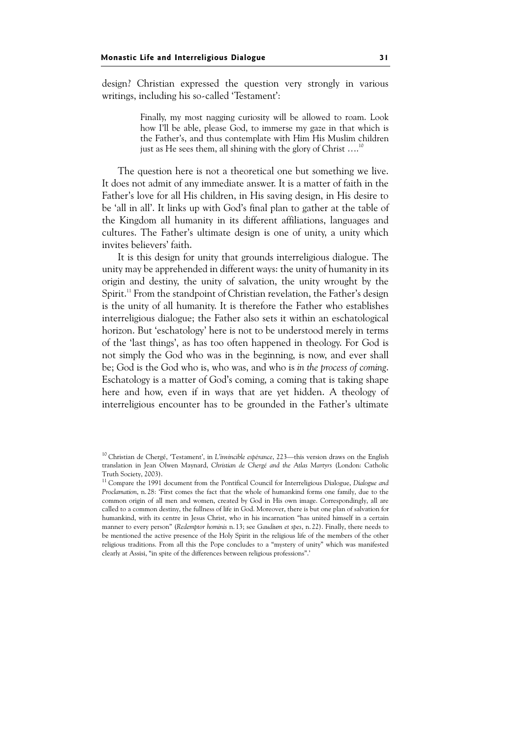design? Christian expressed the question very strongly in various writings, including his so-called 'Testament':

> Finally, my most nagging curiosity will be allowed to roam. Look how I'll be able, please God, to immerse my gaze in that which is the Father's, and thus contemplate with Him His Muslim children just as He sees them, all shining with the glory of Christ ….[10]

The question here is not a theoretical one but something we live. It does not admit of any immediate answer. It is a matter of faith in the Father's love for all His children, in His saving design, in His desire to be 'all in all'. It links up with God's final plan to gather at the table of the Kingdom all humanity in its different affiliations, languages and cultures. The Father's ultimate design is one of unity, a unity which invites believers' faith.

It is this design for unity that grounds interreligious dialogue. The unity may be apprehended in different ways: the unity of humanity in its origin and destiny, the unity of salvation, the unity wrought by the Spirit.[11] From the standpoint of Christian revelation, the Father's design is the unity of all humanity. It is therefore the Father who establishes interreligious dialogue; the Father also sets it within an eschatological horizon. But 'eschatology' here is not to be understood merely in terms of the 'last things', as has too often happened in theology. For God is not simply the God who was in the beginning, is now, and ever shall be; God is the God who is, who was, and who is *in the process of coming*. Eschatology is a matter of God's coming, a coming that is taking shape here and how, even if in ways that are yet hidden. A theology of interreligious encounter has to be grounded in the Father's ultimate

---

[10] Christian de Chergé, 'Testament', in *L'invincible espérance*, 223—this version draws on the English translation in Jean Olwen Maynard, *Christian de Chergé and the Atlas Martyrs* (London: Catholic Truth Society, 2003).

[11] Compare the 1991 document from the Pontifical Council for Interreligious Dialogue, *Dialogue and Proclamation*, n. 28: 'First comes the fact that the whole of humankind forms one family, due to the common origin of all men and women, created by God in His own image. Correspondingly, all are called to a common destiny, the fullness of life in God. Moreover, there is but one plan of salvation for humankind, with its centre in Jesus Christ, who in his incarnation "has united himself in a certain manner to every person" (*Redemptor hominis* n. 13; see *Gaudium et spes*, n. 22). Finally, there needs to be mentioned the active presence of the Holy Spirit in the religious life of the members of the other religious traditions. From all this the Pope concludes to a "mystery of unity" which was manifested clearly at Assisi, "in spite of the differences between religious professions".'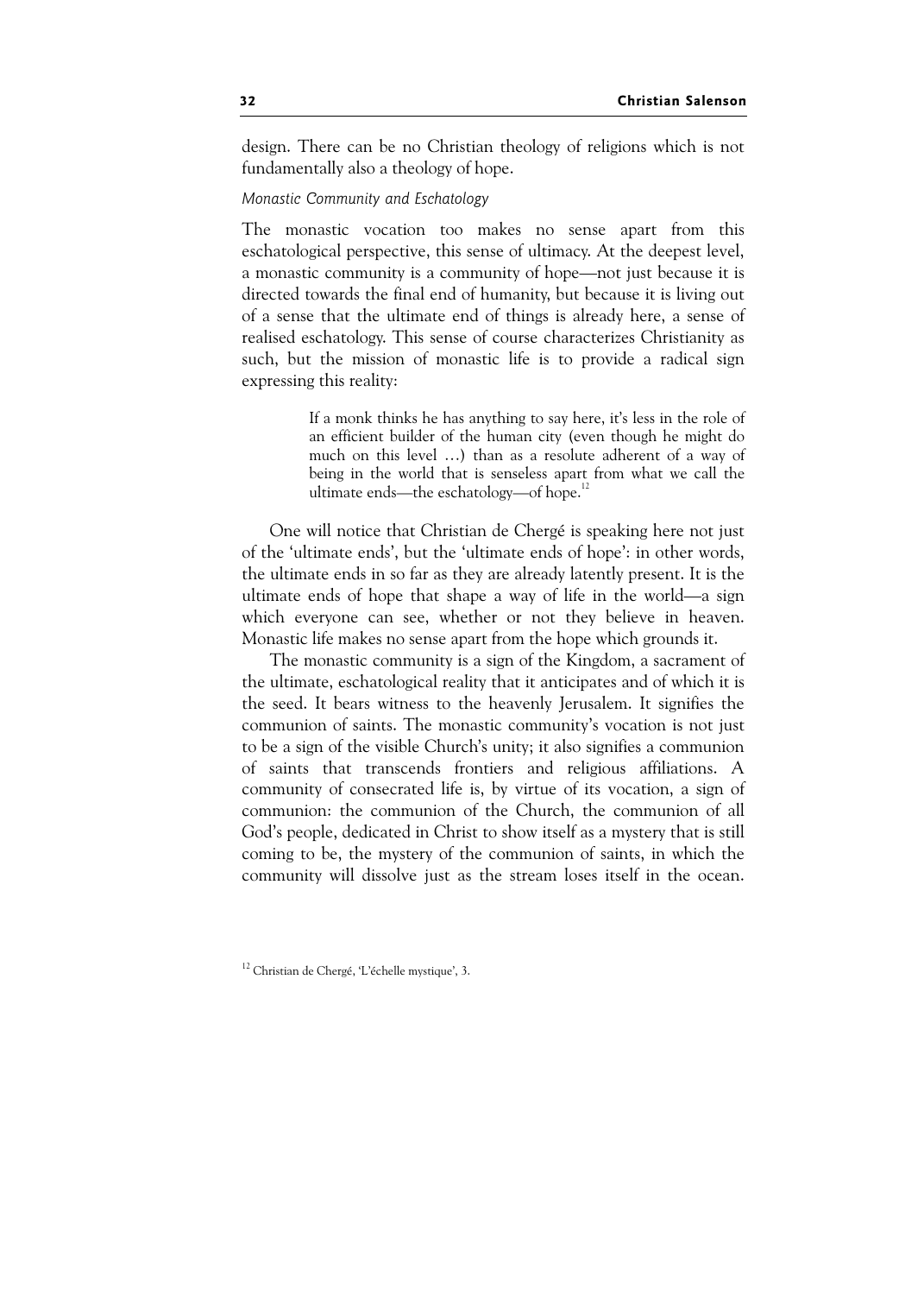design. There can be no Christian theology of religions which is not fundamentally also a theology of hope.

*Monastic Community and Eschatology*

The monastic vocation too makes no sense apart from this eschatological perspective, this sense of ultimacy. At the deepest level, a monastic community is a community of hope—not just because it is directed towards the final end of humanity, but because it is living out of a sense that the ultimate end of things is already here, a sense of realised eschatology. This sense of course characterizes Christianity as such, but the mission of monastic life is to provide a radical sign expressing this reality:

> If a monk thinks he has anything to say here, it's less in the role of an efficient builder of the human city (even though he might do much on this level …) than as a resolute adherent of a way of being in the world that is senseless apart from what we call the ultimate ends—the eschatology—of hope.[12]

One will notice that Christian de Chergé is speaking here not just of the 'ultimate ends', but the 'ultimate ends of hope': in other words, the ultimate ends in so far as they are already latently present. It is the ultimate ends of hope that shape a way of life in the world—a sign which everyone can see, whether or not they believe in heaven. Monastic life makes no sense apart from the hope which grounds it.

The monastic community is a sign of the Kingdom, a sacrament of the ultimate, eschatological reality that it anticipates and of which it is the seed. It bears witness to the heavenly Jerusalem. It signifies the communion of saints. The monastic community's vocation is not just to be a sign of the visible Church's unity; it also signifies a communion of saints that transcends frontiers and religious affiliations. A community of consecrated life is, by virtue of its vocation, a sign of communion: the communion of the Church, the communion of all God's people, dedicated in Christ to show itself as a mystery that is still coming to be, the mystery of the communion of saints, in which the community will dissolve just as the stream loses itself in the ocean.

[12] Christian de Chergé, 'L'échelle mystique', 3.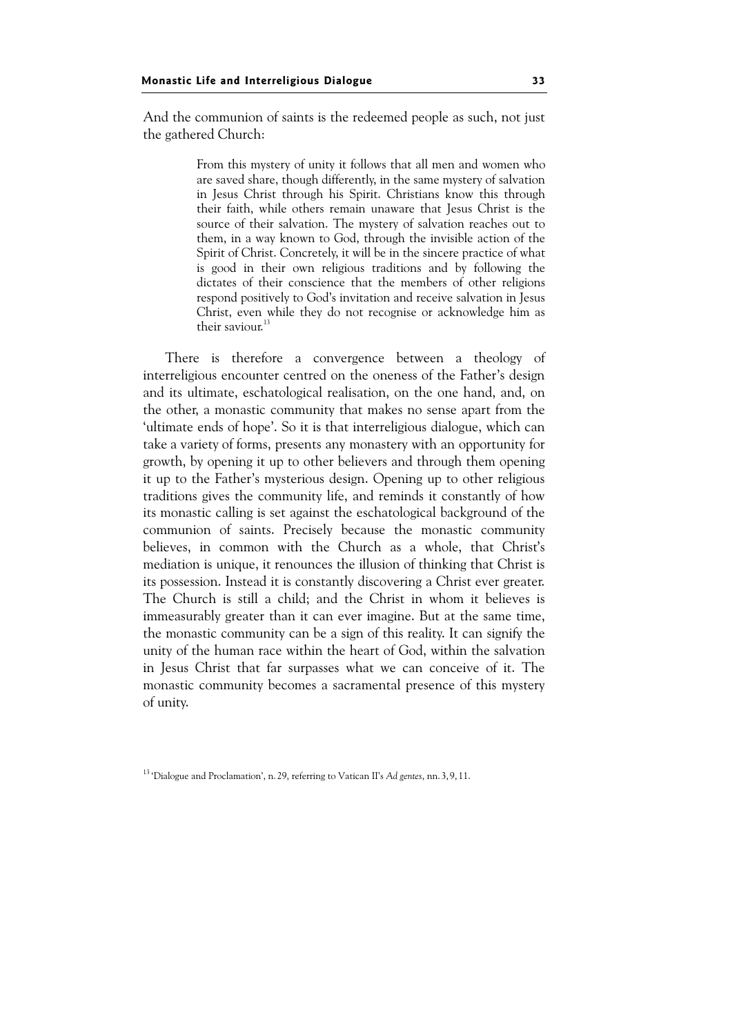And the communion of saints is the redeemed people as such, not just the gathered Church:

> From this mystery of unity it follows that all men and women who are saved share, though differently, in the same mystery of salvation in Jesus Christ through his Spirit. Christians know this through their faith, while others remain unaware that Jesus Christ is the source of their salvation. The mystery of salvation reaches out to them, in a way known to God, through the invisible action of the Spirit of Christ. Concretely, it will be in the sincere practice of what is good in their own religious traditions and by following the dictates of their conscience that the members of other religions respond positively to God's invitation and receive salvation in Jesus Christ, even while they do not recognise or acknowledge him as their saviour.[13]

There is therefore a convergence between a theology of interreligious encounter centred on the oneness of the Father's design and its ultimate, eschatological realisation, on the one hand, and, on the other, a monastic community that makes no sense apart from the 'ultimate ends of hope'. So it is that interreligious dialogue, which can take a variety of forms, presents any monastery with an opportunity for growth, by opening it up to other believers and through them opening it up to the Father's mysterious design. Opening up to other religious traditions gives the community life, and reminds it constantly of how its monastic calling is set against the eschatological background of the communion of saints. Precisely because the monastic community believes, in common with the Church as a whole, that Christ's mediation is unique, it renounces the illusion of thinking that Christ is its possession. Instead it is constantly discovering a Christ ever greater. The Church is still a child; and the Christ in whom it believes is immeasurably greater than it can ever imagine. But at the same time, the monastic community can be a sign of this reality. It can signify the unity of the human race within the heart of God, within the salvation in Jesus Christ that far surpasses what we can conceive of it. The monastic community becomes a sacramental presence of this mystery of unity.

[13] 'Dialogue and Proclamation', n. 29, referring to Vatican II's *Ad gentes*, nn. 3, 9, 11.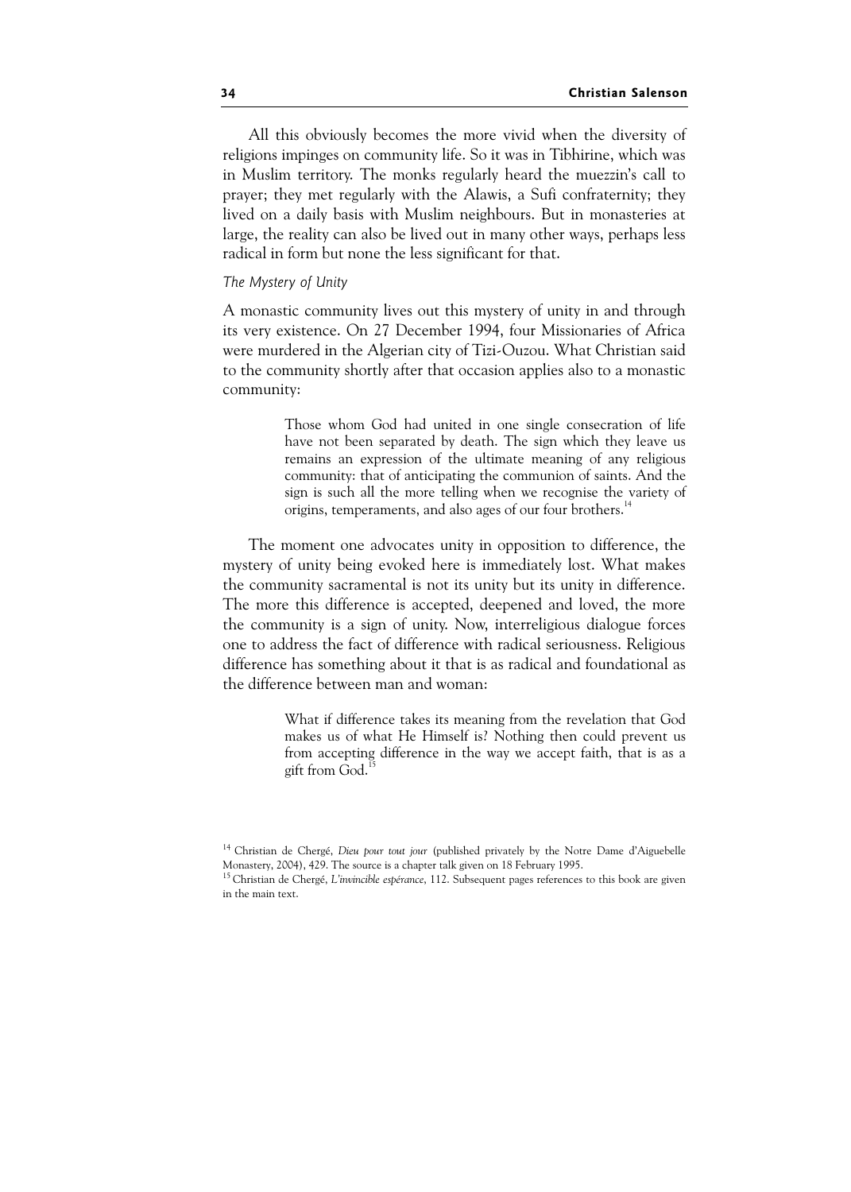All this obviously becomes the more vivid when the diversity of religions impinges on community life. So it was in Tibhirine, which was in Muslim territory. The monks regularly heard the muezzin's call to prayer; they met regularly with the Alawis, a Sufi confraternity; they lived on a daily basis with Muslim neighbours. But in monasteries at large, the reality can also be lived out in many other ways, perhaps less radical in form but none the less significant for that.

*The Mystery of Unity*

A monastic community lives out this mystery of unity in and through its very existence. On 27 December 1994, four Missionaries of Africa were murdered in the Algerian city of Tizi-Ouzou. What Christian said to the community shortly after that occasion applies also to a monastic community:

> Those whom God had united in one single consecration of life have not been separated by death. The sign which they leave us remains an expression of the ultimate meaning of any religious community: that of anticipating the communion of saints. And the sign is such all the more telling when we recognise the variety of origins, temperaments, and also ages of our four brothers.[14]

The moment one advocates unity in opposition to difference, the mystery of unity being evoked here is immediately lost. What makes the community sacramental is not its unity but its unity in difference. The more this difference is accepted, deepened and loved, the more the community is a sign of unity. Now, interreligious dialogue forces one to address the fact of difference with radical seriousness. Religious difference has something about it that is as radical and foundational as the difference between man and woman:

> What if difference takes its meaning from the revelation that God makes us of what He Himself is? Nothing then could prevent us from accepting difference in the way we accept faith, that is as a gift from God.[15]

---

[14] Christian de Chergé, *Dieu pour tout jour* (published privately by the Notre Dame d'Aiguebelle Monastery, 2004), 429. The source is a chapter talk given on 18 February 1995.

[15] Christian de Chergé, *L'invincible espérance*, 112. Subsequent pages references to this book are given in the main text.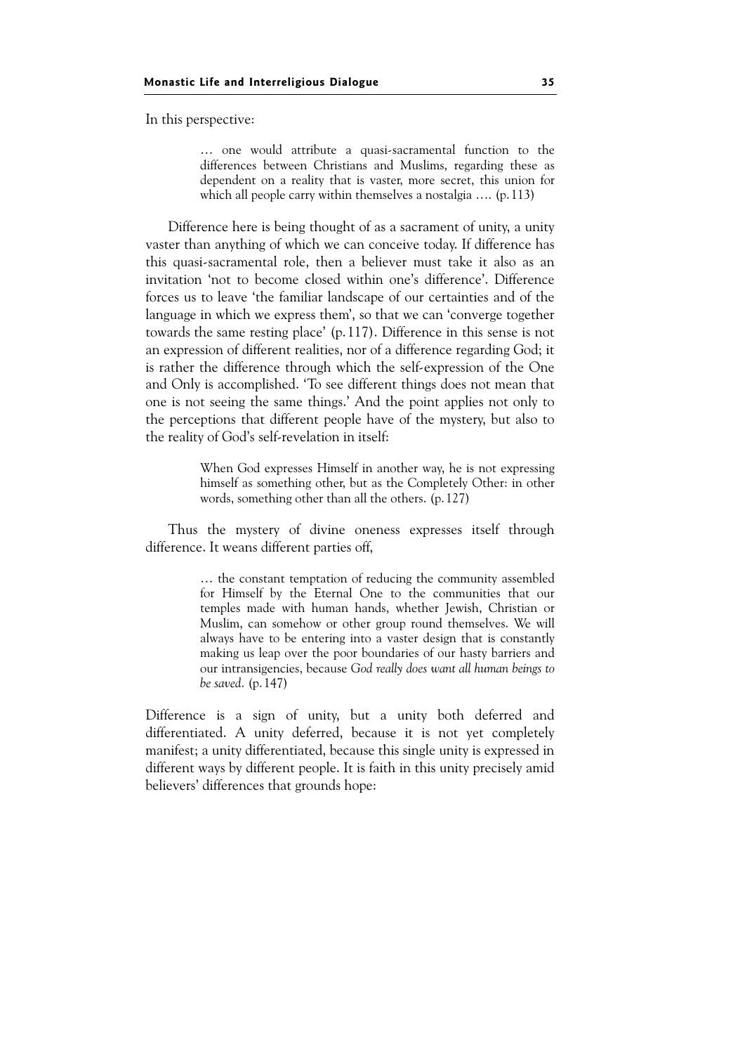In this perspective:

> … one would attribute a quasi-sacramental function to the differences between Christians and Muslims, regarding these as dependent on a reality that is vaster, more secret, this union for which all people carry within themselves a nostalgia …. (p. 113)

Difference here is being thought of as a sacrament of unity, a unity vaster than anything of which we can conceive today. If difference has this quasi-sacramental role, then a believer must take it also as an invitation 'not to become closed within one's difference'. Difference forces us to leave 'the familiar landscape of our certainties and of the language in which we express them', so that we can 'converge together towards the same resting place' (p. 117). Difference in this sense is not an expression of different realities, nor of a difference regarding God; it is rather the difference through which the self-expression of the One and Only is accomplished. 'To see different things does not mean that one is not seeing the same things.' And the point applies not only to the perceptions that different people have of the mystery, but also to the reality of God's self-revelation in itself:

> When God expresses Himself in another way, he is not expressing himself as something other, but as the Completely Other: in other words, something other than all the others. (p. 127)

Thus the mystery of divine oneness expresses itself through difference. It weans different parties off,

> … the constant temptation of reducing the community assembled for Himself by the Eternal One to the communities that our temples made with human hands, whether Jewish, Christian or Muslim, can somehow or other group round themselves. We will always have to be entering into a vaster design that is constantly making us leap over the poor boundaries of our hasty barriers and our intransigencies, because *God really does want all human beings to be saved*. (p. 147)

Difference is a sign of unity, but a unity both deferred and differentiated. A unity deferred, because it is not yet completely manifest; a unity differentiated, because this single unity is expressed in different ways by different people. It is faith in this unity precisely amid believers' differences that grounds hope: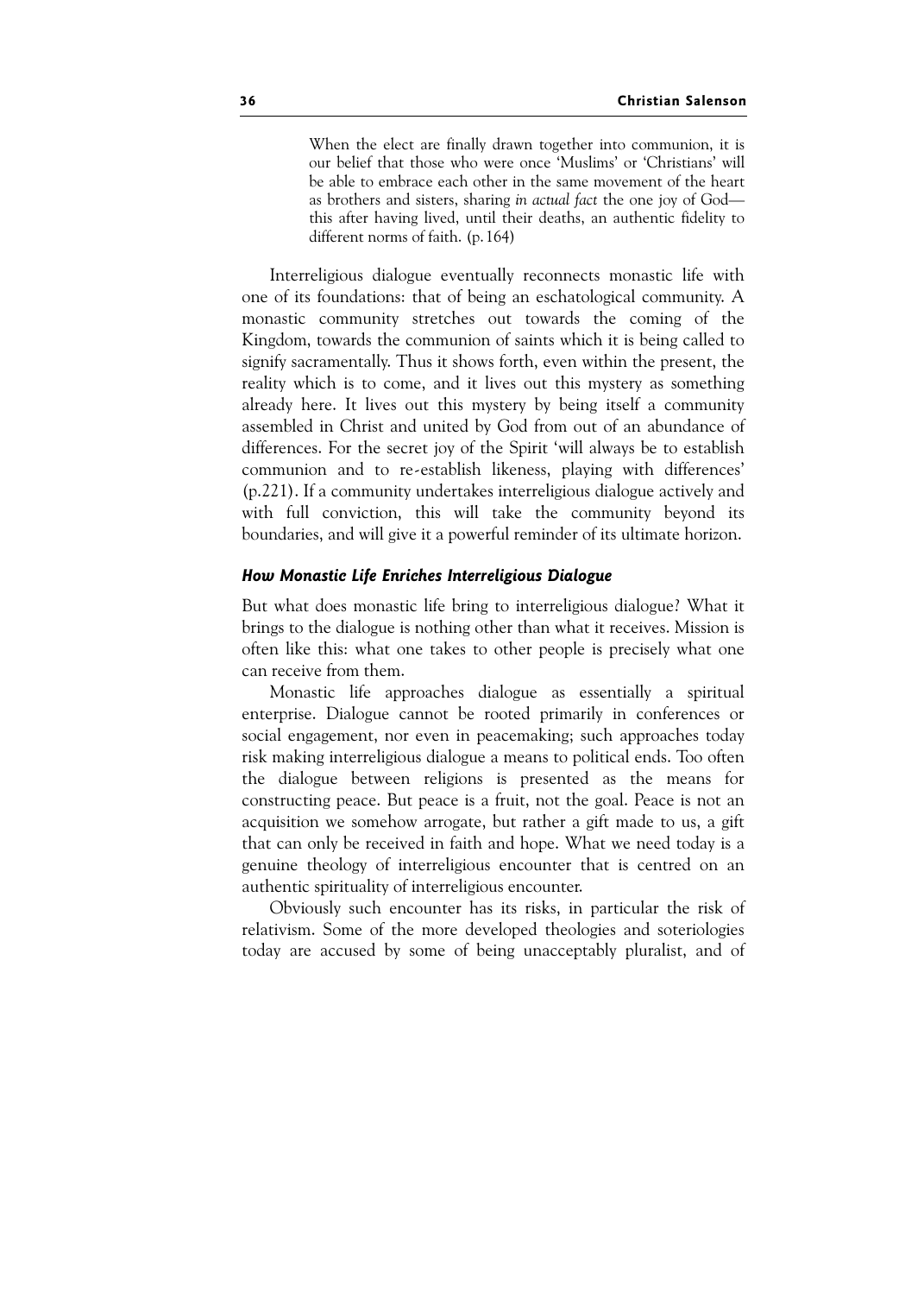> When the elect are finally drawn together into communion, it is our belief that those who were once 'Muslims' or 'Christians' will be able to embrace each other in the same movement of the heart as brothers and sisters, sharing *in actual fact* the one joy of God—this after having lived, until their deaths, an authentic fidelity to different norms of faith. (p.164)

Interreligious dialogue eventually reconnects monastic life with one of its foundations: that of being an eschatological community. A monastic community stretches out towards the coming of the Kingdom, towards the communion of saints which it is being called to signify sacramentally. Thus it shows forth, even within the present, the reality which is to come, and it lives out this mystery as something already here. It lives out this mystery by being itself a community assembled in Christ and united by God from out of an abundance of differences. For the secret joy of the Spirit 'will always be to establish communion and to re-establish likeness, playing with differences' (p.221). If a community undertakes interreligious dialogue actively and with full conviction, this will take the community beyond its boundaries, and will give it a powerful reminder of its ultimate horizon.

### *How Monastic Life Enriches Interreligious Dialogue*

But what does monastic life bring to interreligious dialogue? What it brings to the dialogue is nothing other than what it receives. Mission is often like this: what one takes to other people is precisely what one can receive from them.

Monastic life approaches dialogue as essentially a spiritual enterprise. Dialogue cannot be rooted primarily in conferences or social engagement, nor even in peacemaking; such approaches today risk making interreligious dialogue a means to political ends. Too often the dialogue between religions is presented as the means for constructing peace. But peace is a fruit, not the goal. Peace is not an acquisition we somehow arrogate, but rather a gift made to us, a gift that can only be received in faith and hope. What we need today is a genuine theology of interreligious encounter that is centred on an authentic spirituality of interreligious encounter.

Obviously such encounter has its risks, in particular the risk of relativism. Some of the more developed theologies and soteriologies today are accused by some of being unacceptably pluralist, and of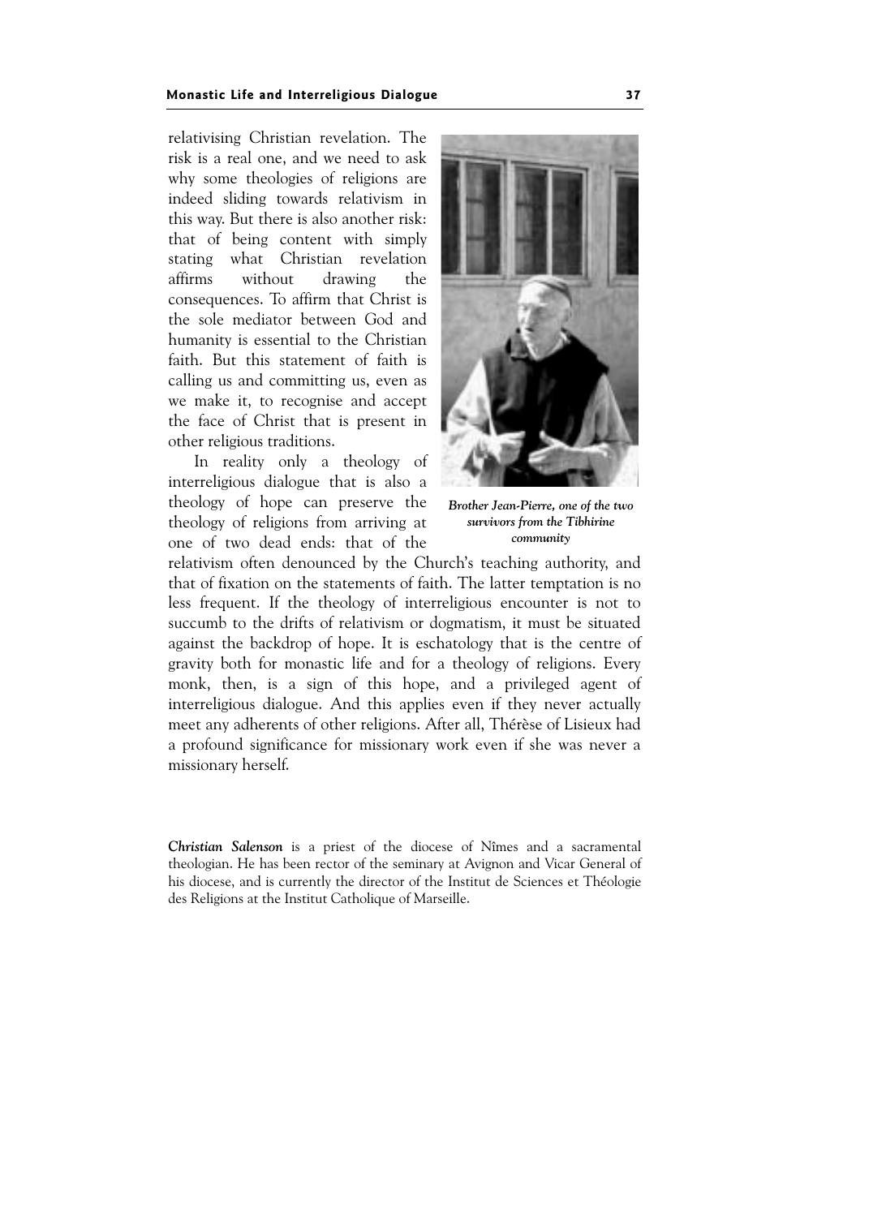relativising Christian revelation. The risk is a real one, and we need to ask why some theologies of religions are indeed sliding towards relativism in this way. But there is also another risk: that of being content with simply stating what Christian revelation affirms without drawing the consequences. To affirm that Christ is the sole mediator between God and humanity is essential to the Christian faith. But this statement of faith is calling us and committing us, even as we make it, to recognise and accept the face of Christ that is present in other religious traditions.

*Brother Jean-Pierre, one of the two survivors from the Tibhirine community*

In reality only a theology of interreligious dialogue that is also a theology of hope can preserve the theology of religions from arriving at one of two dead ends: that of the relativism often denounced by the Church's teaching authority, and that of fixation on the statements of faith. The latter temptation is no less frequent. If the theology of interreligious encounter is not to succumb to the drifts of relativism or dogmatism, it must be situated against the backdrop of hope. It is eschatology that is the centre of gravity both for monastic life and for a theology of religions. Every monk, then, is a sign of this hope, and a privileged agent of interreligious dialogue. And this applies even if they never actually meet any adherents of other religions. After all, Thérèse of Lisieux had a profound significance for missionary work even if she was never a missionary herself.

***Christian Salenson*** is a priest of the diocese of Nîmes and a sacramental theologian. He has been rector of the seminary at Avignon and Vicar General of his diocese, and is currently the director of the Institut de Sciences et Théologie des Religions at the Institut Catholique of Marseille.